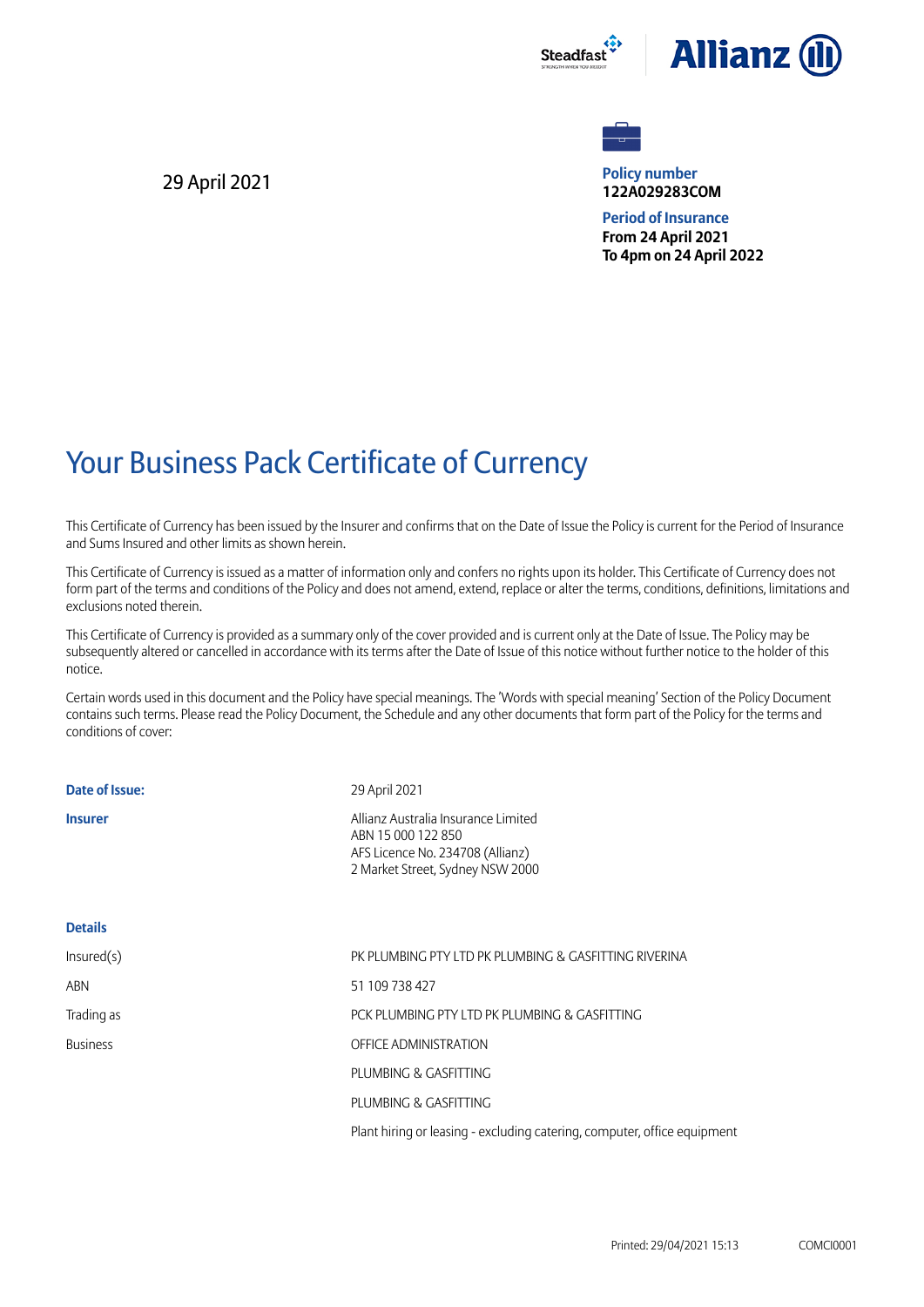29 April 2021

**Policy number**
**122A029283COM**

**Period of Insurance**
**From 24 April 2021**
**To 4pm on 24 April 2022**

# Your Business Pack Certificate of Currency

This Certificate of Currency has been issued by the Insurer and confirms that on the Date of Issue the Policy is current for the Period of Insurance and Sums Insured and other limits as shown herein.

This Certificate of Currency is issued as a matter of information only and confers no rights upon its holder. This Certificate of Currency does not form part of the terms and conditions of the Policy and does not amend, extend, replace or alter the terms, conditions, definitions, limitations and exclusions noted therein.

This Certificate of Currency is provided as a summary only of the cover provided and is current only at the Date of Issue. The Policy may be subsequently altered or cancelled in accordance with its terms after the Date of Issue of this notice without further notice to the holder of this notice.

Certain words used in this document and the Policy have special meanings. The 'Words with special meaning' Section of the Policy Document contains such terms. Please read the Policy Document, the Schedule and any other documents that form part of the Policy for the terms and conditions of cover:

**Date of Issue:** 29 April 2021

**Insurer**
Allianz Australia Insurance Limited
ABN 15 000 122 850
AFS Licence No. 234708 (Allianz)
2 Market Street, Sydney NSW 2000

**Details**

| | |
|---|---|
| Insured(s) | PK PLUMBING PTY LTD PK PLUMBING & GASFITTING RIVERINA |
| ABN | 51 109 738 427 |
| Trading as | PCK PLUMBING PTY LTD PK PLUMBING & GASFITTING |
| Business | OFFICE ADMINISTRATION |
| | PLUMBING & GASFITTING |
| | PLUMBING & GASFITTING |
| | Plant hiring or leasing - excluding catering, computer, office equipment |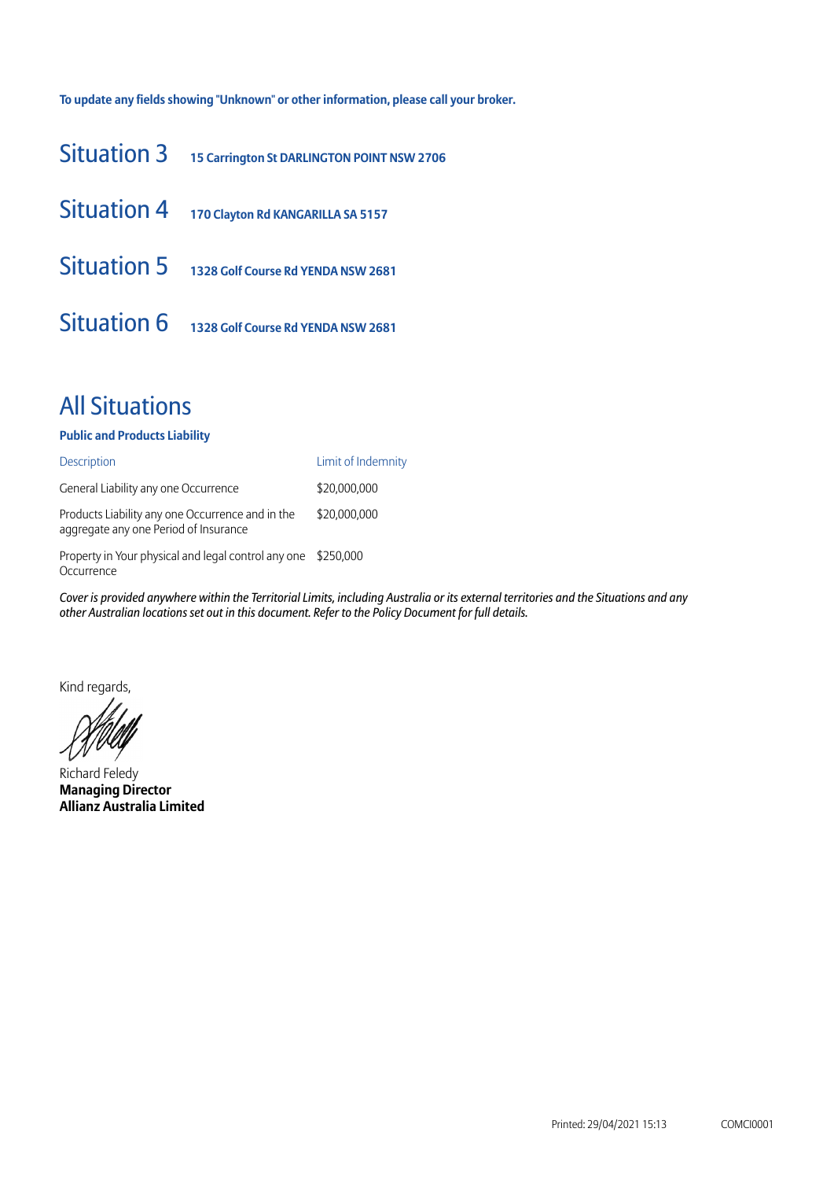**To update any fields showing "Unknown" or other information, please call your broker.**

## Situation 3 **15 Carrington St DARLINGTON POINT NSW 2706**

## Situation 4 **170 Clayton Rd KANGARILLA SA 5157**

## Situation 5 **1328 Golf Course Rd YENDA NSW 2681**

## Situation 6 **1328 Golf Course Rd YENDA NSW 2681**

# All Situations

### Public and Products Liability

| Description | Limit of Indemnity |
|---|---|
| General Liability any one Occurrence | $20,000,000 |
| Products Liability any one Occurrence and in the aggregate any one Period of Insurance | $20,000,000 |
| Property in Your physical and legal control any one Occurrence | $250,000 |

*Cover is provided anywhere within the Territorial Limits, including Australia or its external territories and the Situations and any other Australian locations set out in this document. Refer to the Policy Document for full details.*

Kind regards,

Richard Feledy
**Managing Director**
**Allianz Australia Limited**

Printed: 29/04/2021 15:13 COMCI0001